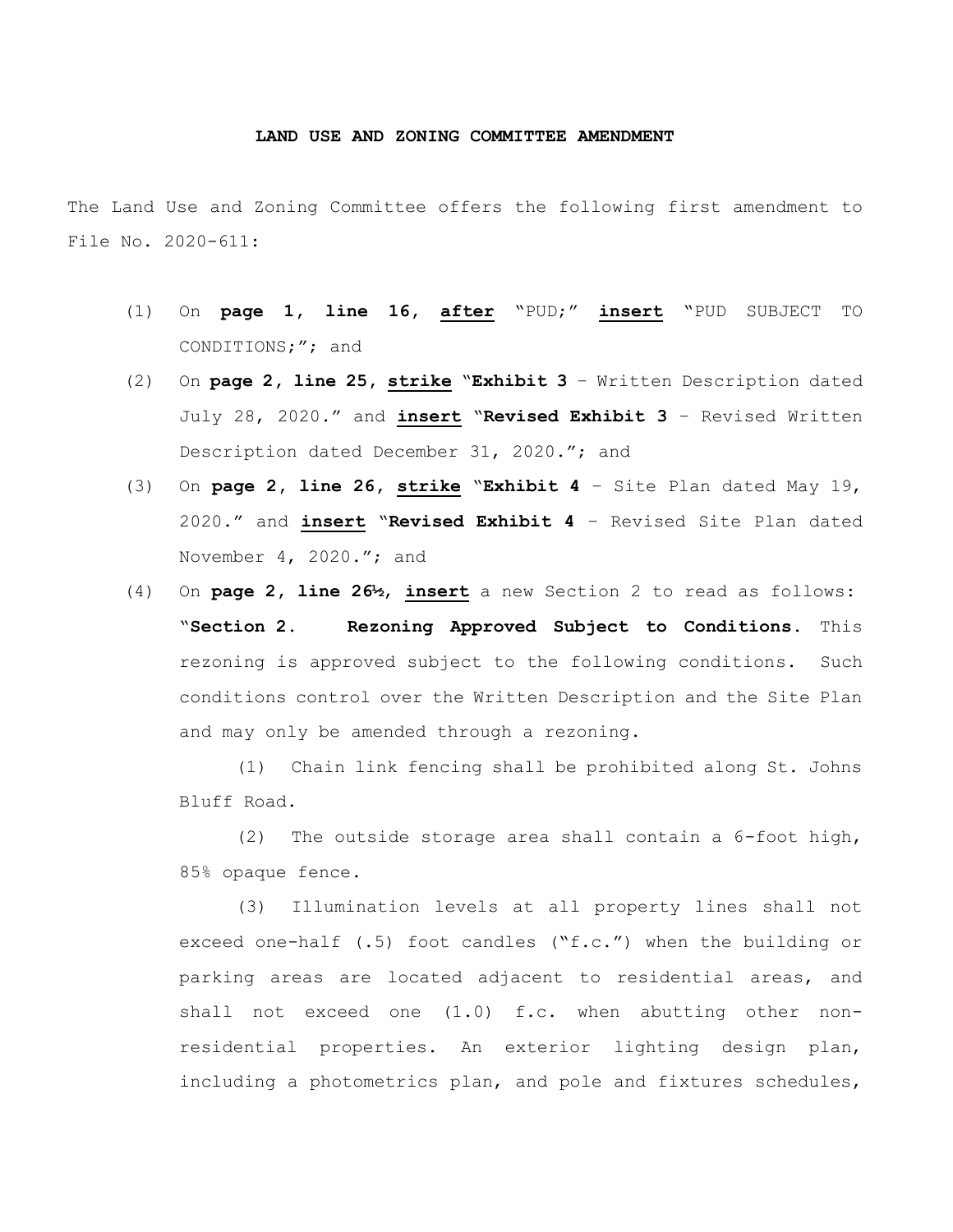**LAND USE AND ZONING COMMITTEE AMENDMENT**

The Land Use and Zoning Committee offers the following first amendment to File No. 2020-611:

(1) On **page 1, line 16, <u>after</u>** "PUD;" **<u>insert</u>** "PUD SUBJECT TO CONDITIONS;"; and

(2) On **page 2, line 25, <u>strike</u>** "**Exhibit 3** – Written Description dated July 28, 2020." and **<u>insert</u>** "**Revised Exhibit 3** – Revised Written Description dated December 31, 2020."; and

(3) On **page 2, line 26, <u>strike</u>** "**Exhibit 4** – Site Plan dated May 19, 2020." and **<u>insert</u>** "**Revised Exhibit 4** – Revised Site Plan dated November 4, 2020."; and

(4) On **page 2, line 26½, <u>insert</u>** a new Section 2 to read as follows:

"**Section 2. Rezoning Approved Subject to Conditions.** This rezoning is approved subject to the following conditions. Such conditions control over the Written Description and the Site Plan and may only be amended through a rezoning.

(1) Chain link fencing shall be prohibited along St. Johns Bluff Road.

(2) The outside storage area shall contain a 6-foot high, 85% opaque fence.

(3) Illumination levels at all property lines shall not exceed one-half (.5) foot candles ("f.c.") when the building or parking areas are located adjacent to residential areas, and shall not exceed one (1.0) f.c. when abutting other non-residential properties. An exterior lighting design plan, including a photometrics plan, and pole and fixtures schedules,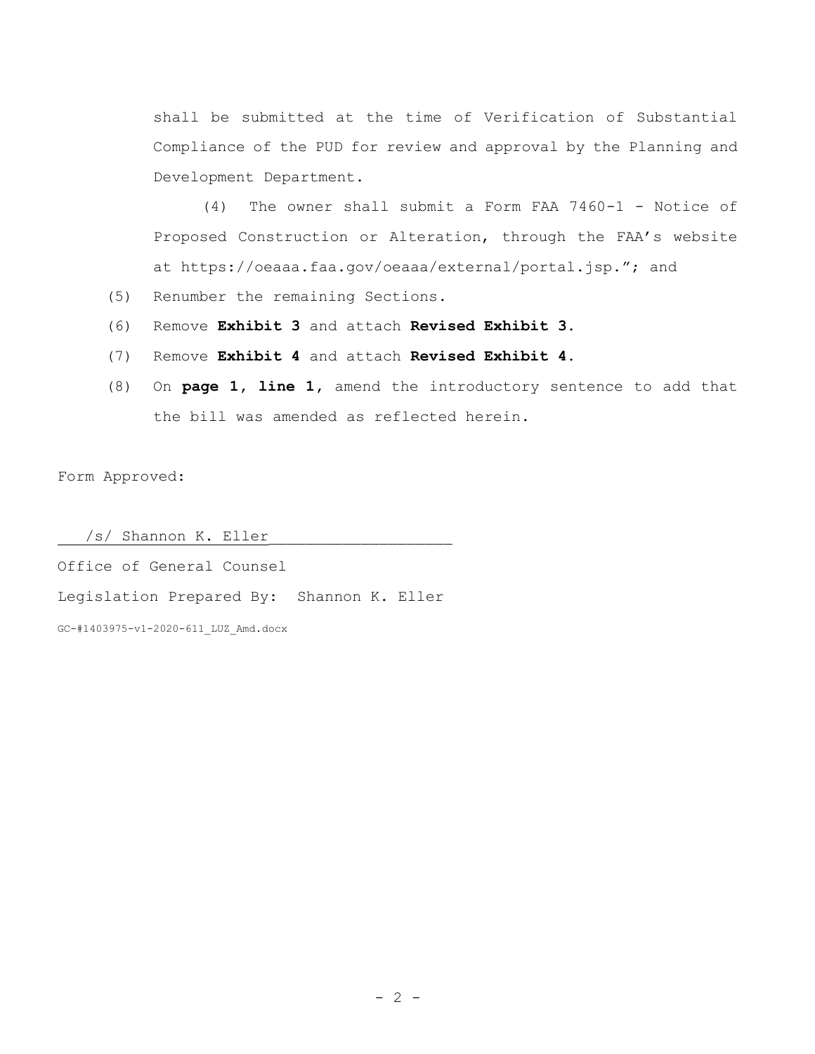shall be submitted at the time of Verification of Substantial Compliance of the PUD for review and approval by the Planning and Development Department.

(4) The owner shall submit a Form FAA 7460-1 - Notice of Proposed Construction or Alteration, through the FAA's website at https://oeaaa.faa.gov/oeaaa/external/portal.jsp."; and

(5) Renumber the remaining Sections.

(6) Remove **Exhibit 3** and attach **Revised Exhibit 3**.

(7) Remove **Exhibit 4** and attach **Revised Exhibit 4**.

(8) On **page 1, line 1**, amend the introductory sentence to add that the bill was amended as reflected herein.

Form Approved:

/s/ Shannon K. Eller

Office of General Counsel

Legislation Prepared By: Shannon K. Eller

GC-#1403975-v1-2020-611_LUZ_Amd.docx